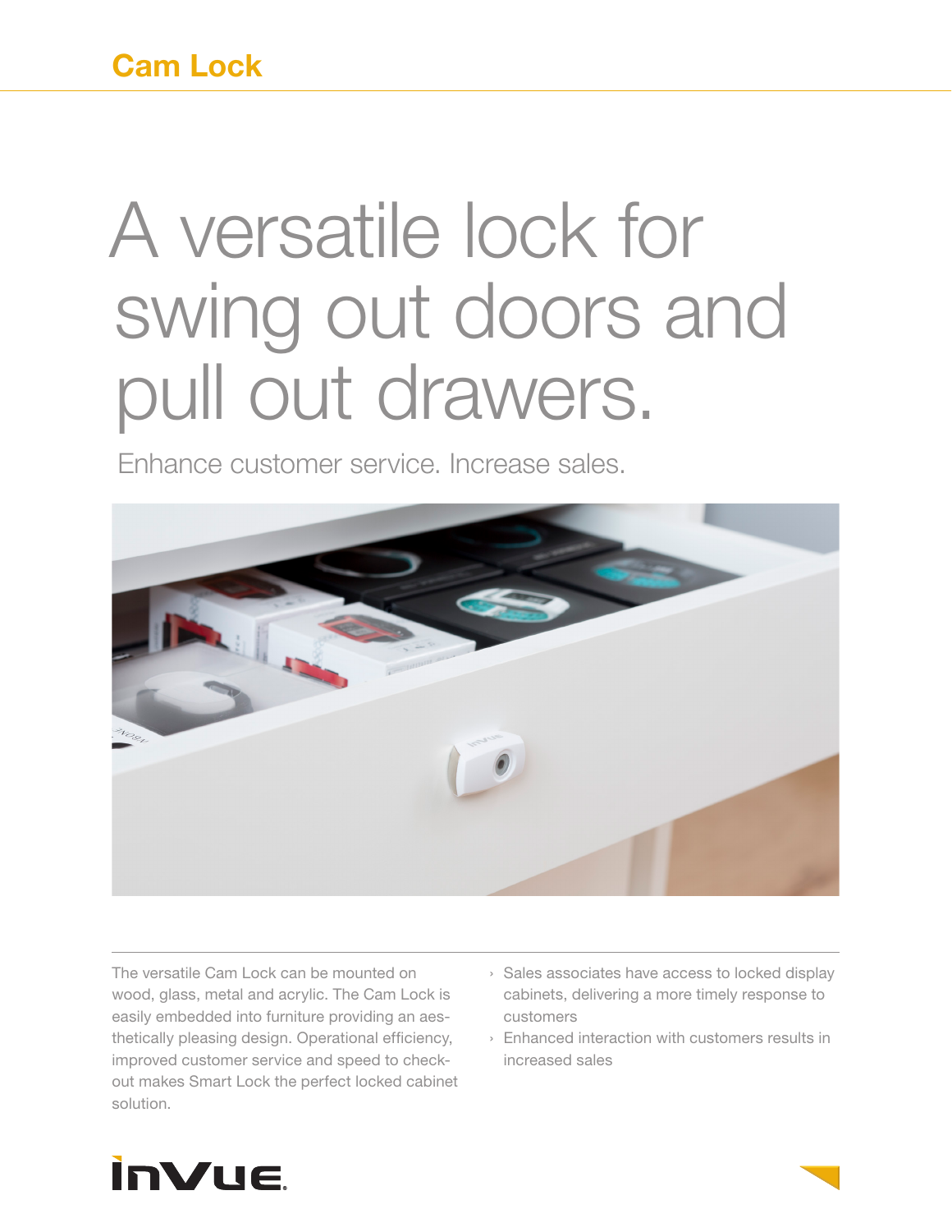# Cam Lock

# A versatile lock for swing out doors and pull out drawers.

Enhance customer service. Increase sales.

The versatile Cam Lock can be mounted on wood, glass, metal and acrylic. The Cam Lock is easily embedded into furniture providing an aesthetically pleasing design. Operational efficiency, improved customer service and speed to check-out makes Smart Lock the perfect locked cabinet solution.

- Sales associates have access to locked display cabinets, delivering a more timely response to customers
- Enhanced interaction with customers results in increased sales

InVue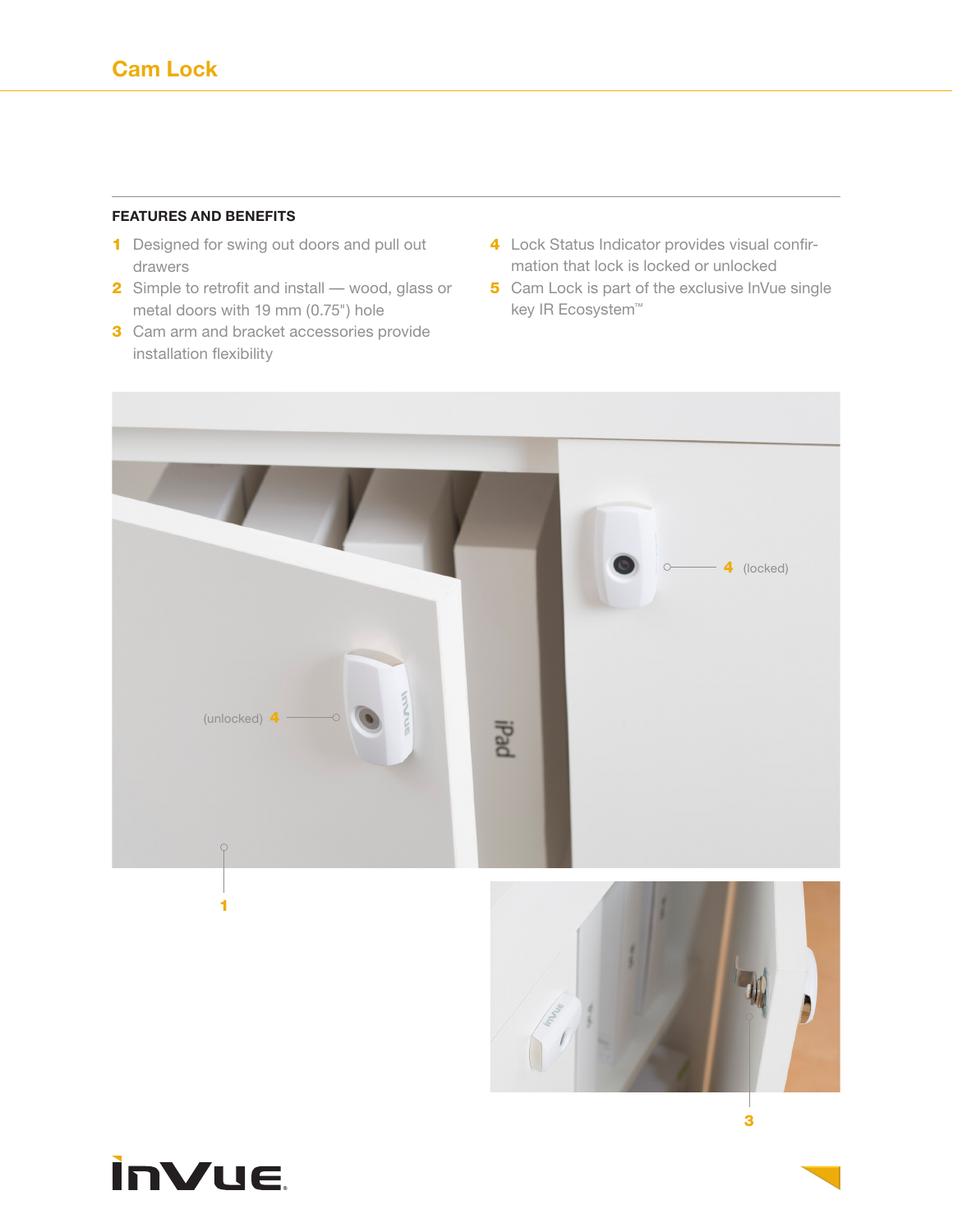# Cam Lock

## FEATURES AND BENEFITS

1. Designed for swing out doors and pull out drawers
2. Simple to retrofit and install — wood, glass or metal doors with 19 mm (0.75") hole
3. Cam arm and bracket accessories provide installation flexibility
4. Lock Status Indicator provides visual confirmation that lock is locked or unlocked
5. Cam Lock is part of the exclusive InVue single key IR Ecosystem™

4 (locked)

(unlocked) 4

1

3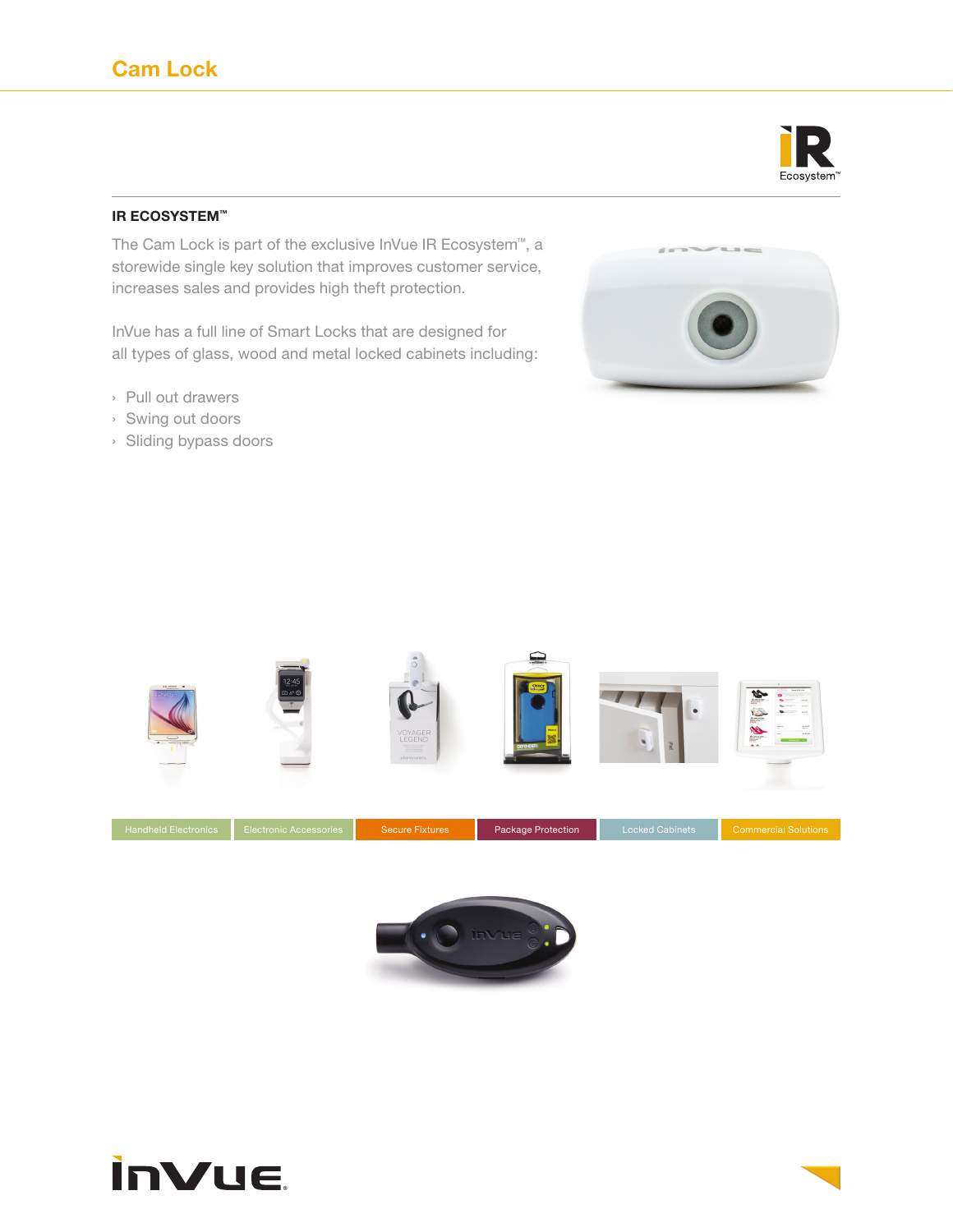# Cam Lock

iR Ecosystem™

## IR ECOSYSTEM™

The Cam Lock is part of the exclusive InVue IR Ecosystem™, a storewide single key solution that improves customer service, increases sales and provides high theft protection.

InVue has a full line of Smart Locks that are designed for all types of glass, wood and metal locked cabinets including:

- Pull out drawers
- Swing out doors
- Sliding bypass doors

Handheld Electronics | Electronic Accessories | Secure Fixtures | Package Protection | Locked Cabinets | Commercial Solutions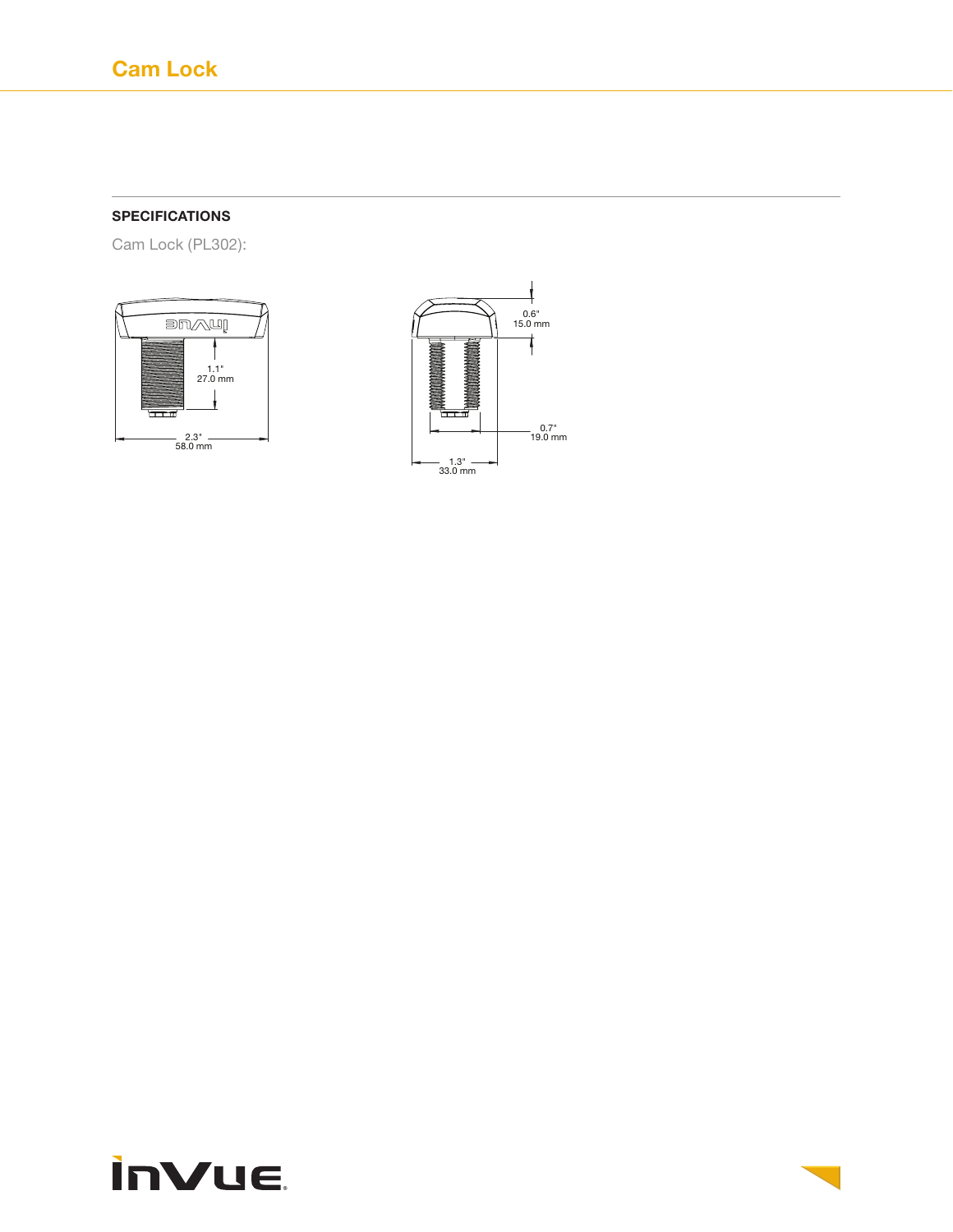# Cam Lock

## SPECIFICATIONS

Cam Lock (PL302):

1.1"
27.0 mm

2.3"
58.0 mm

0.6"
15.0 mm

0.7"
19.0 mm

1.3"
33.0 mm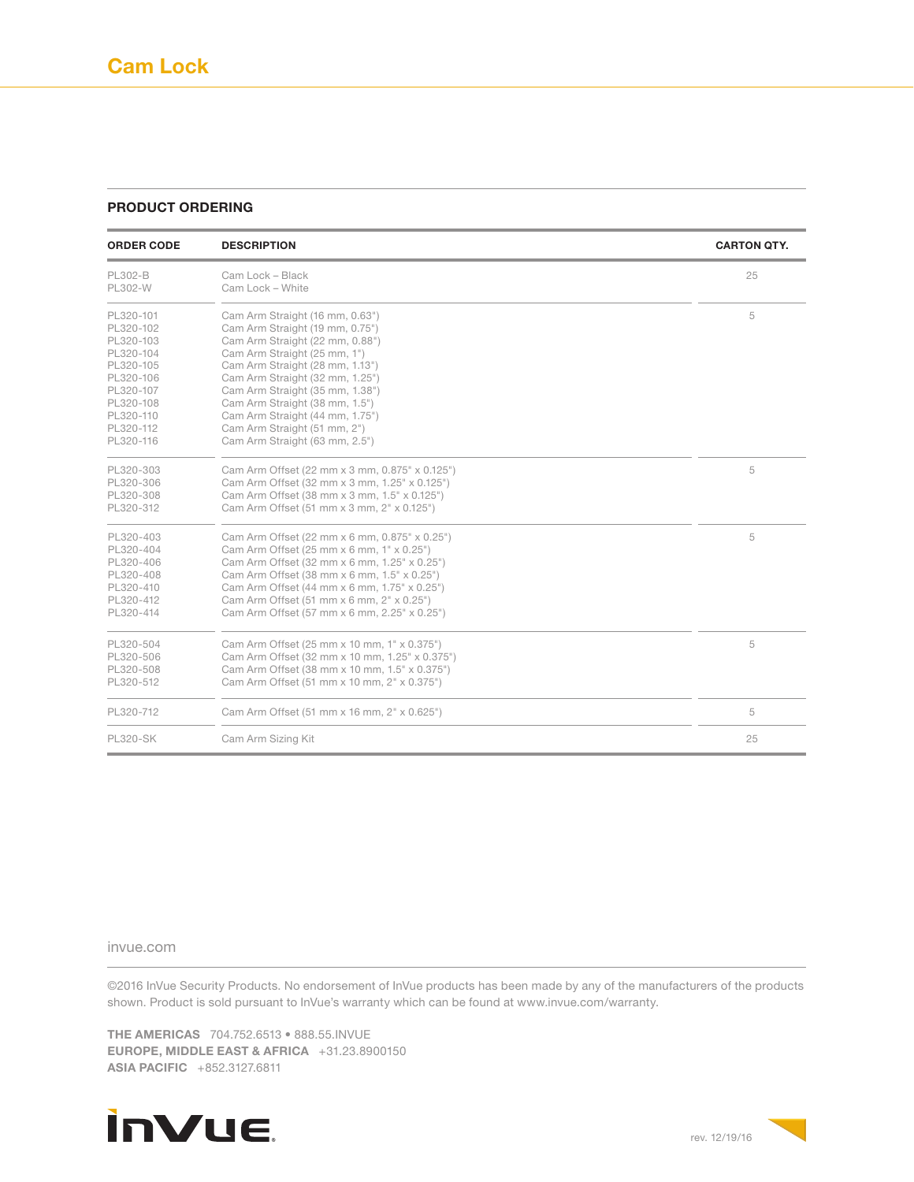# Cam Lock

## PRODUCT ORDERING

| ORDER CODE | DESCRIPTION | CARTON QTY. |
| --- | --- | --- |
| PL302-B<br>PL302-W | Cam Lock – Black<br>Cam Lock – White | 25 |
| PL320-101<br>PL320-102<br>PL320-103<br>PL320-104<br>PL320-105<br>PL320-106<br>PL320-107<br>PL320-108<br>PL320-110<br>PL320-112<br>PL320-116 | Cam Arm Straight (16 mm, 0.63")<br>Cam Arm Straight (19 mm, 0.75")<br>Cam Arm Straight (22 mm, 0.88")<br>Cam Arm Straight (25 mm, 1")<br>Cam Arm Straight (28 mm, 1.13")<br>Cam Arm Straight (32 mm, 1.25")<br>Cam Arm Straight (35 mm, 1.38")<br>Cam Arm Straight (38 mm, 1.5")<br>Cam Arm Straight (44 mm, 1.75")<br>Cam Arm Straight (51 mm, 2")<br>Cam Arm Straight (63 mm, 2.5") | 5 |
| PL320-303<br>PL320-306<br>PL320-308<br>PL320-312 | Cam Arm Offset (22 mm x 3 mm, 0.875" x 0.125")<br>Cam Arm Offset (32 mm x 3 mm, 1.25" x 0.125")<br>Cam Arm Offset (38 mm x 3 mm, 1.5" x 0.125")<br>Cam Arm Offset (51 mm x 3 mm, 2" x 0.125") | 5 |
| PL320-403<br>PL320-404<br>PL320-406<br>PL320-408<br>PL320-410<br>PL320-412<br>PL320-414 | Cam Arm Offset (22 mm x 6 mm, 0.875" x 0.25")<br>Cam Arm Offset (25 mm x 6 mm, 1" x 0.25")<br>Cam Arm Offset (32 mm x 6 mm, 1.25" x 0.25")<br>Cam Arm Offset (38 mm x 6 mm, 1.5" x 0.25")<br>Cam Arm Offset (44 mm x 6 mm, 1.75" x 0.25")<br>Cam Arm Offset (51 mm x 6 mm, 2" x 0.25")<br>Cam Arm Offset (57 mm x 6 mm, 2.25" x 0.25") | 5 |
| PL320-504<br>PL320-506<br>PL320-508<br>PL320-512 | Cam Arm Offset (25 mm x 10 mm, 1" x 0.375")<br>Cam Arm Offset (32 mm x 10 mm, 1.25" x 0.375")<br>Cam Arm Offset (38 mm x 10 mm, 1.5" x 0.375")<br>Cam Arm Offset (51 mm x 10 mm, 2" x 0.375") | 5 |
| PL320-712 | Cam Arm Offset (51 mm x 16 mm, 2" x 0.625") | 5 |
| PL320-SK | Cam Arm Sizing Kit | 25 |

invue.com

©2016 InVue Security Products. No endorsement of InVue products has been made by any of the manufacturers of the products shown. Product is sold pursuant to InVue's warranty which can be found at www.invue.com/warranty.

**THE AMERICAS** 704.752.6513 • 888.55.INVUE
**EUROPE, MIDDLE EAST & AFRICA** +31.23.8900150
**ASIA PACIFIC** +852.3127.6811

InVue

rev. 12/19/16